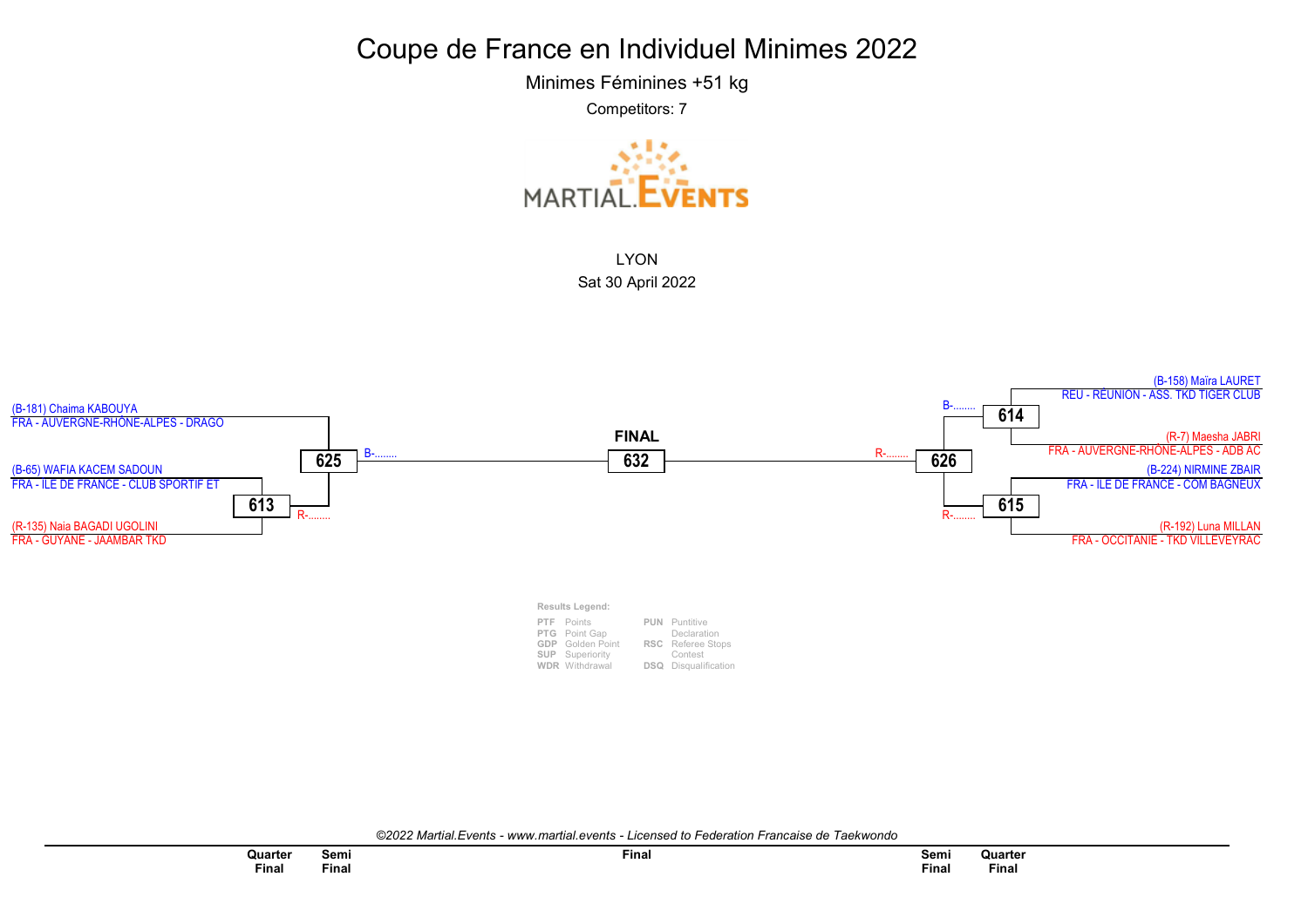# Coupe de France en Individuel Minimes 2022

Minimes Féminines +51 kg

Competitors: 7

LYON

Sat 30 April 2022

**Left side**

- (B-181) Chaima KABOUYA — FRA - AUVERGNE-RHÔNE-ALPES - DRAGO
- (B-65) WAFIA KACEM SADOUN — FRA - ILE DE FRANCE - CLUB SPORTIF ET
- (R-135) Naia BAGADI UGOLINI — FRA - GUYANE - JAAMBAR TKD

Match 613: (B-65) WAFIA KACEM SADOUN vs (R-135) Naia BAGADI UGOLINI → R-........

Match 625: (B-181) Chaima KABOUYA vs winner 613 → B-........

**FINAL**

Match 632: winner 625 vs winner 626

**Right side**

- (B-158) Maïra LAURET — REU - RÉUNION - ASS. TKD TIGER CLUB
- (R-7) Maesha JABRI — FRA - AUVERGNE-RHÔNE-ALPES - ADB AC
- (B-224) NIRMINE ZBAIR — FRA - ILE DE FRANCE - COM BAGNEUX
- (R-192) Luna MILLAN — FRA - OCCITANIE - TKD VILLEVEYRAC

Match 614: (B-158) Maïra LAURET vs (R-7) Maesha JABRI → B-........

Match 615: (B-224) NIRMINE ZBAIR vs (R-192) Luna MILLAN → R-........

Match 626: winner 614 vs winner 615 → R-........

**Results Legend:**

| | | | |
|---|---|---|---|
| PTF | Points | PUN | Puntitive Declaration |
| PTG | Point Gap | RSC | Referee Stops Contest |
| GDP | Golden Point | DSQ | Disqualification |
| SUP | Superiority | | |
| WDR | Withdrawal | | |

*©2022 Martial.Events - www.martial.events - Licensed to Federation Francaise de Taekwondo*

Quarter Final | Semi Final | Final | Semi Final | Quarter Final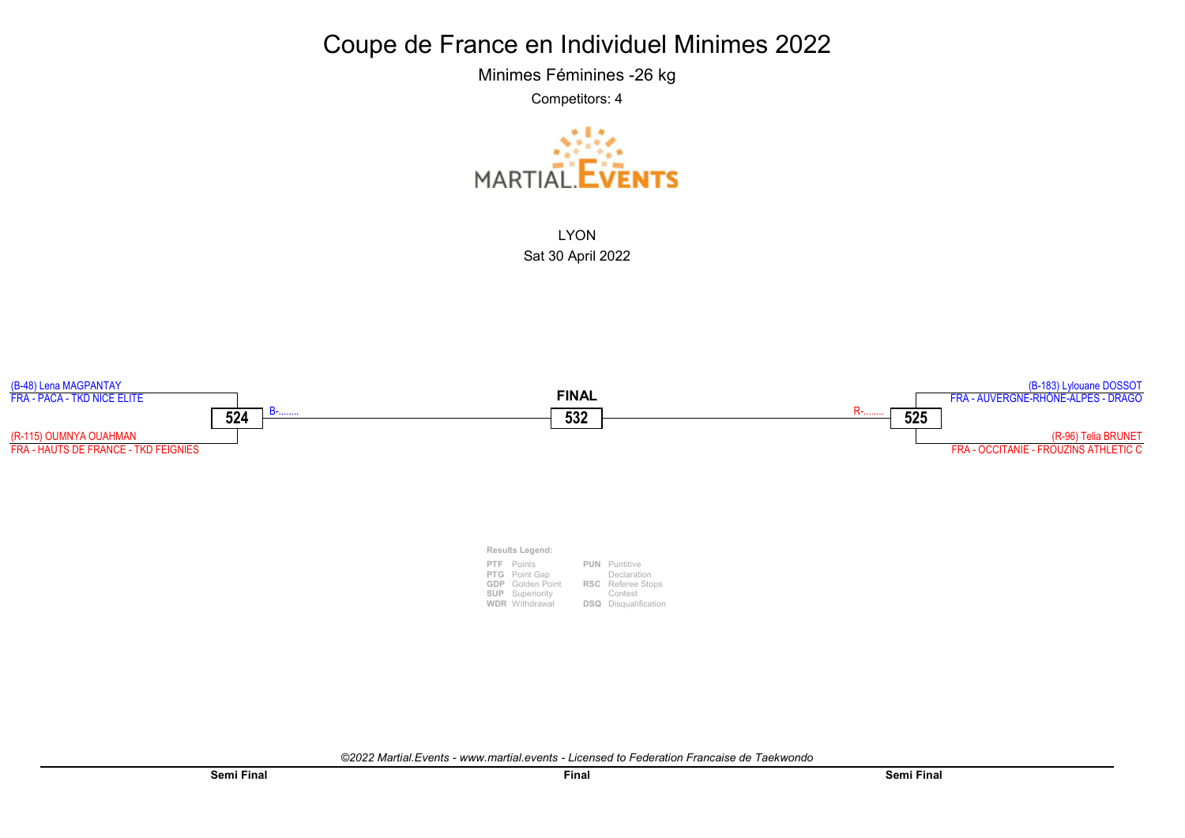# Coupe de France en Individuel Minimes 2022

Minimes Féminines -26 kg

Competitors: 4

LYON

Sat 30 April 2022

| Semi Final | | Final | | Semi Final |
|---|---|---|---|---|
| (B-48) Lena MAGPANTAY<br>FRA - PACA - TKD NICE ELITE | **524** → B-........ | **FINAL**<br>**532** | R-........ ← **525** | (B-183) Lylouane DOSSOT<br>FRA - AUVERGNE-RHÔNE-ALPES - DRAGO |
| (R-115) OUMNYA OUAHMAN<br>FRA - HAUTS DE FRANCE - TKD FEIGNIES | | | | (R-96) Telia BRUNET<br>FRA - OCCITANIE - FROUZINS ATHLETIC C |

**Results Legend:**

| | | | |
|---|---|---|---|
| **PTF** | Points | **PUN** | Puntitive Declaration |
| **PTG** | Point Gap | **RSC** | Referee Stops Contest |
| **GDP** | Golden Point | **DSQ** | Disqualification |
| **SUP** | Superiority | | |
| **WDR** | Withdrawal | | |

*©2022 Martial.Events - www.martial.events - Licensed to Federation Francaise de Taekwondo*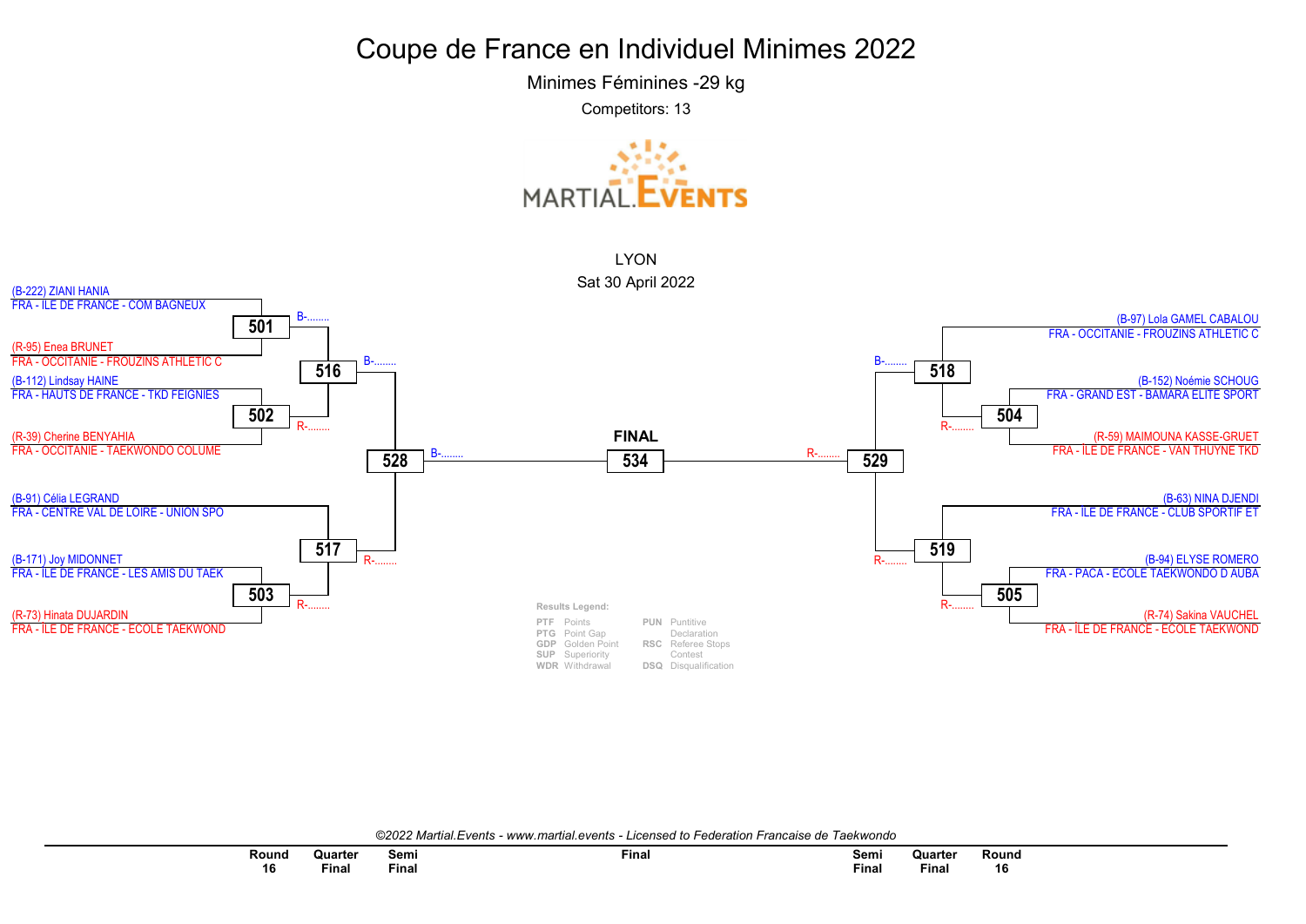# Coupe de France en Individuel Minimes 2022

Minimes Féminines -29 kg

Competitors: 13

MARTIAL.EVENTS

LYON

Sat 30 April 2022

**Round 16 / Quarter Final / Semi Final (left side)**

- (B-222) ZIANI HANIA — FRA - ILE DE FRANCE - COM BAGNEUX
- **501**: B-........
- (R-95) Enea BRUNET — FRA - OCCITANIE - FROUZINS ATHLETIC C
- **516**: B-........
- (B-112) Lindsay HAINE — FRA - HAUTS DE FRANCE - TKD FEIGNIES
- **502**: R-........
- (R-39) Cherine BENYAHIA — FRA - OCCITANIE - TAEKWONDO COLUME
- **528**: B-........
- (B-91) Célia LEGRAND — FRA - CENTRE VAL DE LOIRE - UNION SPO
- **517**: R-........
- (B-171) Joy MIDONNET — FRA - ÎLE DE FRANCE - LES AMIS DU TAEK
- **503**: R-........
- (R-73) Hinata DUJARDIN — FRA - ÎLE DE FRANCE - ECOLE TAEKWOND

**FINAL**

**534**

**Round 16 / Quarter Final / Semi Final (right side)**

- (B-97) Lola GAMEL CABALOU — FRA - OCCITANIE - FROUZINS ATHLETIC C
- **518**: B-........
- (B-152) Noémie SCHOUG — FRA - GRAND EST - BAMARA ELITE SPORT
- **504**: R-........
- (R-59) MAIMOUNA KASSE-GRUET — FRA - ÎLE DE FRANCE - VAN THUYNE TKD
- **529**: R-........
- (B-63) NINA DJENDI — FRA - ILE DE FRANCE - CLUB SPORTIF ET
- **519**: R-........
- (B-94) ELYSE ROMERO — FRA - PACA - ECOLE TAEKWONDO D AUBA
- **505**: R-........
- (R-74) Sakina VAUCHEL — FRA - ÎLE DE FRANCE - ECOLE TAEKWOND

**Results Legend:**

| | | | |
|---|---|---|---|
| PTF | Points | PUN | Puntitive Declaration |
| PTG | Point Gap | RSC | Referee Stops Contest |
| GDP | Golden Point | DSQ | Disqualification |
| SUP | Superiority | | |
| WDR | Withdrawal | | |

*©2022 Martial.Events - www.martial.events - Licensed to Federation Francaise de Taekwondo*

| Round 16 | Quarter Final | Semi Final | Final | Semi Final | Quarter Final | Round 16 |
|---|---|---|---|---|---|---|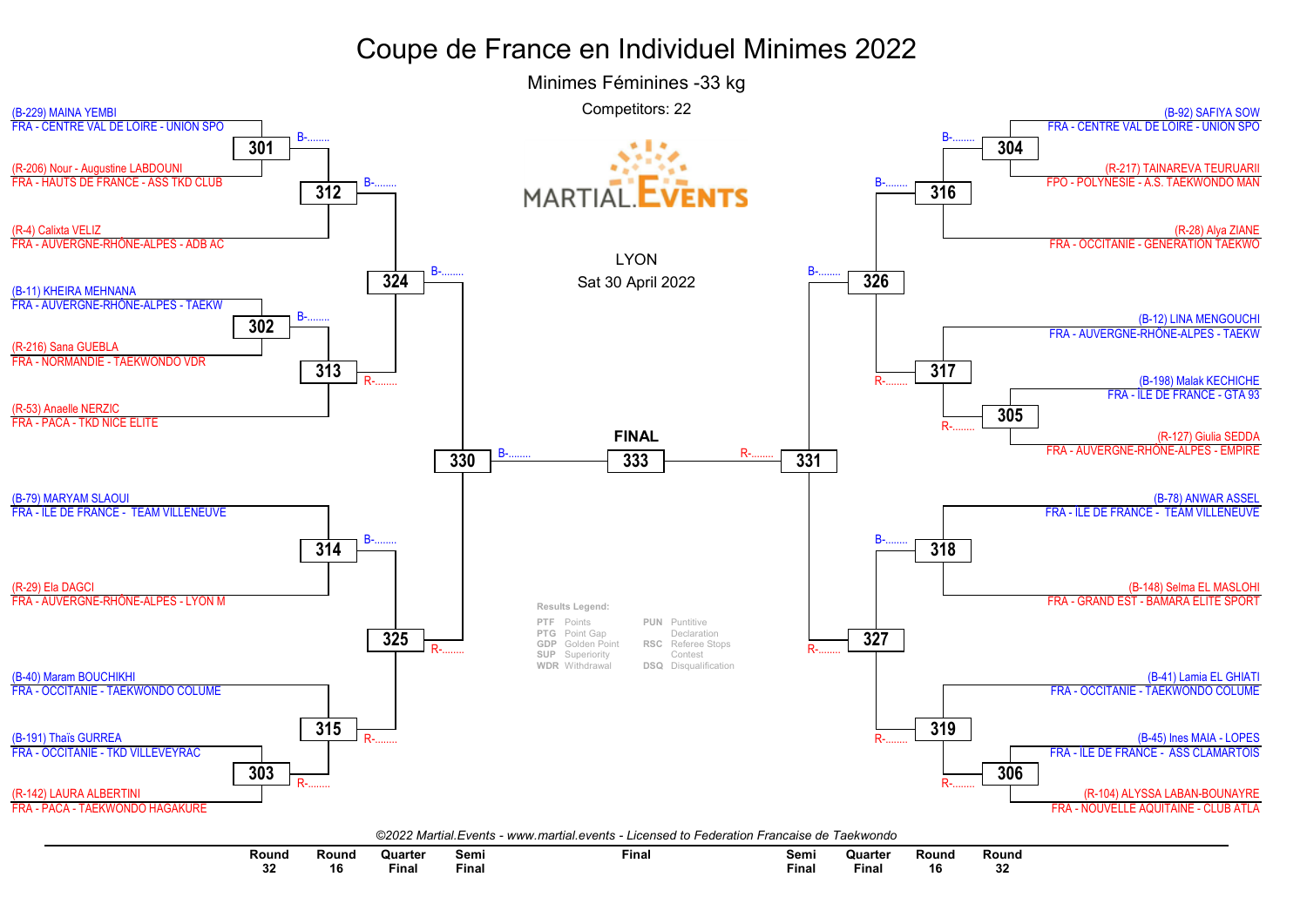# Coupe de France en Individuel Minimes 2022

## Minimes Féminines -33 kg

Competitors: 22

LYON
Sat 30 April 2022

**Left side of bracket**

- (B-229) MAINA YEMBI — FRA - CENTRE VAL DE LOIRE - UNION SPO
- 301: B-........
- (R-206) Nour - Augustine LABDOUNI — FRA - HAUTS DE FRANCE - ASS TKD CLUB
- 312: B-........
- (R-4) Calixta VELIZ — FRA - AUVERGNE-RHÔNE-ALPES - ADB AC
- 324: B-........
- (B-11) KHEIRA MEHNANA — FRA - AUVERGNE-RHÔNE-ALPES - TAEKW
- 302: B-........
- (R-216) Sana GUEBLA — FRA - NORMANDIE - TAEKWONDO VDR
- 313: R-........
- (R-53) Anaelle NERZIC — FRA - PACA - TKD NICE ELITE
- 330: B-........
- (B-79) MARYAM SLAOUI — FRA - ILE DE FRANCE - TEAM VILLENEUVE
- 314: B-........
- (R-29) Ela DAGCI — FRA - AUVERGNE-RHÔNE-ALPES - LYON M
- 325: R-........
- (B-40) Maram BOUCHIKHI — FRA - OCCITANIE - TAEKWONDO COLUME
- 315: R-........
- (B-191) Thaïs GURREA — FRA - OCCITANIE - TKD VILLEVEYRAC
- 303: R-........
- (R-142) LAURA ALBERTINI — FRA - PACA - TAEKWONDO HAGAKURE

**FINAL**

- 333

**Right side of bracket**

- (B-92) SAFIYA SOW — FRA - CENTRE VAL DE LOIRE - UNION SPO
- 304: B-........
- (R-217) TAINAREVA TEURUARII — FPO - POLYNESIE - A.S. TAEKWONDO MAN
- 316: B-........
- (R-28) Alya ZIANE — FRA - OCCITANIE - GENERATION TAEKWO
- 326: B-........
- (B-12) LINA MENGOUCHI — FRA - AUVERGNE-RHÔNE-ALPES - TAEKW
- 317: R-........
- (B-198) Malak KECHICHE — FRA - ÎLE DE FRANCE - GTA 93
- 305: R-........
- (R-127) Giulia SEDDA — FRA - AUVERGNE-RHÔNE-ALPES - EMPIRE
- 331: R-........
- (B-78) ANWAR ASSEL — FRA - ILE DE FRANCE - TEAM VILLENEUVE
- 318: B-........
- (R-148) Selma EL MASLOHI — FRA - GRAND EST - BAMARA ELITE SPORT
- 327: R-........
- (B-41) Lamia EL GHIATI — FRA - OCCITANIE - TAEKWONDO COLUME
- 319: R-........
- (B-45) Ines MAIA - LOPES — FRA - ILE DE FRANCE - ASS CLAMARTOIS
- 306: R-........
- (R-104) ALYSSA LABAN-BOUNAYRE — FRA - NOUVELLE AQUITAINE - CLUB ATLA

**Results Legend:**

| | | | |
|---|---|---|---|
| PTF | Points | PUN | Puntitive Declaration |
| PTG | Point Gap | RSC | Referee Stops Contest |
| GDP | Golden Point | DSQ | Disqualification |
| SUP | Superiority | | |
| WDR | Withdrawal | | |

*©2022 Martial.Events - www.martial.events - Licensed to Federation Francaise de Taekwondo*

| Round 32 | Round 16 | Quarter Final | Semi Final | Final | Semi Final | Quarter Final | Round 16 | Round 32 |
|---|---|---|---|---|---|---|---|---|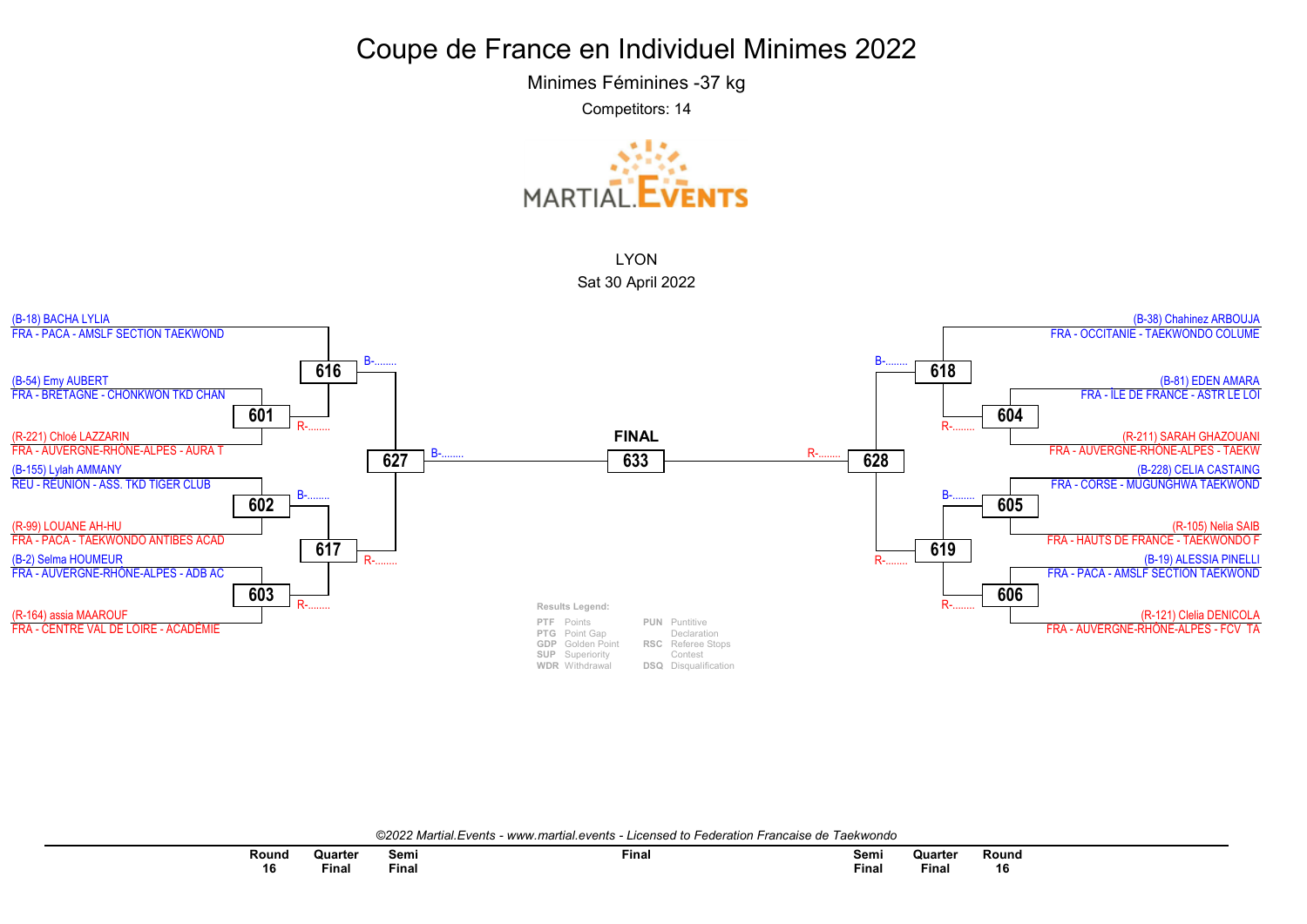# Coupe de France en Individuel Minimes 2022

Minimes Féminines -37 kg

Competitors: 14

LYON

Sat 30 April 2022

## Left side of bracket

| Round 16 | Quarter Final | Semi Final |
| --- | --- | --- |
| (B-18) BACHA LYLIA – FRA - PACA - AMSLF SECTION TAEKWOND | 616 (B-........) | 627 (B-........) |
| 601: (B-54) Emy AUBERT – FRA - BRETAGNE - CHONKWON TKD CHAN vs (R-221) Chloé LAZZARIN – FRA - AUVERGNE-RHÔNE-ALPES - AURA T | 616 (R-........) | |
| 602: (B-155) Lylah AMMANY – REU - REUNION - ASS. TKD TIGER CLUB vs (R-99) LOUANE AH-HU – FRA - PACA - TAEKWONDO ANTIBES ACAD | 617 (B-........) | 627 (R-........) |
| 603: (B-2) Selma HOUMEUR – FRA - AUVERGNE-RHÔNE-ALPES - ADB AC vs (R-164) assia MAAROUF – FRA - CENTRE VAL DE LOIRE - ACADÉMIE | 617 (R-........) | |

## FINAL

633: 627 (B-........) vs 628 (R-........)

## Right side of bracket

| Round 16 | Quarter Final | Semi Final |
| --- | --- | --- |
| (B-38) Chahinez ARBOUJA – FRA - OCCITANIE - TAEKWONDO COLUME | 618 (B-........) | 628 (B-........) |
| 604: (B-81) EDEN AMARA – FRA - ÎLE DE FRANCE - ASTR LE LOI vs (R-211) SARAH GHAZOUANI – FRA - AUVERGNE-RHÔNE-ALPES - TAEKW | 618 (R-........) | |
| 605: (B-228) CELIA CASTAING – FRA - CORSE - MUGUNGHWA TAEKWOND vs (R-105) Nelia SAIB – FRA - HAUTS DE FRANCE - TAEKWONDO F | 619 (B-........) | 628 (R-........) |
| 606: (B-19) ALESSIA PINELLI – FRA - PACA - AMSLF SECTION TAEKWOND vs (R-121) Clelia DENICOLA – FRA - AUVERGNE-RHÔNE-ALPES - FCV TA | 619 (R-........) | |

**Results Legend:**

| | | | |
| --- | --- | --- | --- |
| PTF | Points | PUN | Puntitive Declaration |
| PTG | Point Gap | RSC | Referee Stops Contest |
| GDP | Golden Point | DSQ | Disqualification |
| SUP | Superiority | | |
| WDR | Withdrawal | | |

*©2022 Martial.Events - www.martial.events - Licensed to Federation Francaise de Taekwondo*

Round 16 | Quarter Final | Semi Final | Final | Semi Final | Quarter Final | Round 16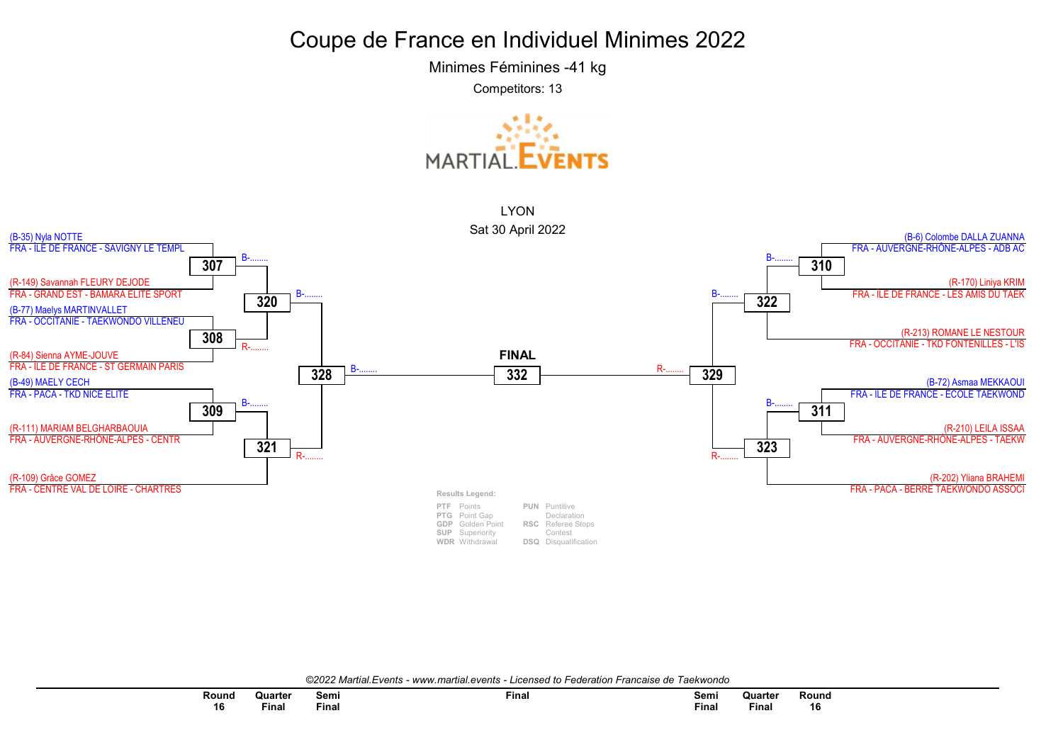# Coupe de France en Individuel Minimes 2022

## Minimes Féminines -41 kg

Competitors: 13

LYON

Sat 30 April 2022

**Left side of bracket**

- Match 307: (B-35) Nyla NOTTE — FRA - ILE DE FRANCE - SAVIGNY LE TEMPL vs (R-149) Savannah FLEURY DEJODE — FRA - GRAND EST - BAMARA ELITE SPORT → B-........
- Match 308: (B-77) Maelys MARTINVALLET — FRA - OCCITANIE - TAEKWONDO VILLENEU vs (R-84) Sienna AYME-JOUVE — FRA - ILE DE FRANCE - ST GERMAIN PARIS → R-........
- Match 320: B-........
- Match 309: (B-49) MAELY CECH — FRA - PACA - TKD NICE ELITE vs (R-111) MARIAM BELGHARBAOUIA — FRA - AUVERGNE-RHÔNE-ALPES - CENTR → B-........
- Match 321: (R-109) Grâce GOMEZ — FRA - CENTRE VAL DE LOIRE - CHARTRES → R-........
- Match 328: B-........

**FINAL**

- Match 332: B-........ vs R-........

**Right side of bracket**

- Match 310: (B-6) Colombe DALLA ZUANNA — FRA - AUVERGNE-RHÔNE-ALPES - ADB AC vs (R-170) Liniya KRIM — FRA - ILE DE FRANCE - LES AMIS DU TAEK → B-........
- Match 322: (R-213) ROMANE LE NESTOUR — FRA - OCCITANIE - TKD FONTENILLES - L'IS → B-........
- Match 311: (B-72) Asmaa MEKKAOUI — FRA - ILE DE FRANCE - ECOLE TAEKWOND vs (R-210) LEILA ISSAA — FRA - AUVERGNE-RHÔNE-ALPES - TAEKW → B-........
- Match 323: (R-202) Yliana BRAHEMI — FRA - PACA - BERRE TAEKWONDO ASSOCI → R-........
- Match 329: R-........

**Results Legend:**

| | | | |
|---|---|---|---|
| PTF | Points | PUN | Puntitive Declaration |
| PTG | Point Gap | RSC | Referee Stops Contest |
| GDP | Golden Point | DSQ | Disqualification |
| SUP | Superiority | | |
| WDR | Withdrawal | | |

*©2022 Martial.Events - www.martial.events - Licensed to Federation Francaise de Taekwondo*

| Round 16 | Quarter Final | Semi Final | Final | Semi Final | Quarter Final | Round 16 |
|---|---|---|---|---|---|---|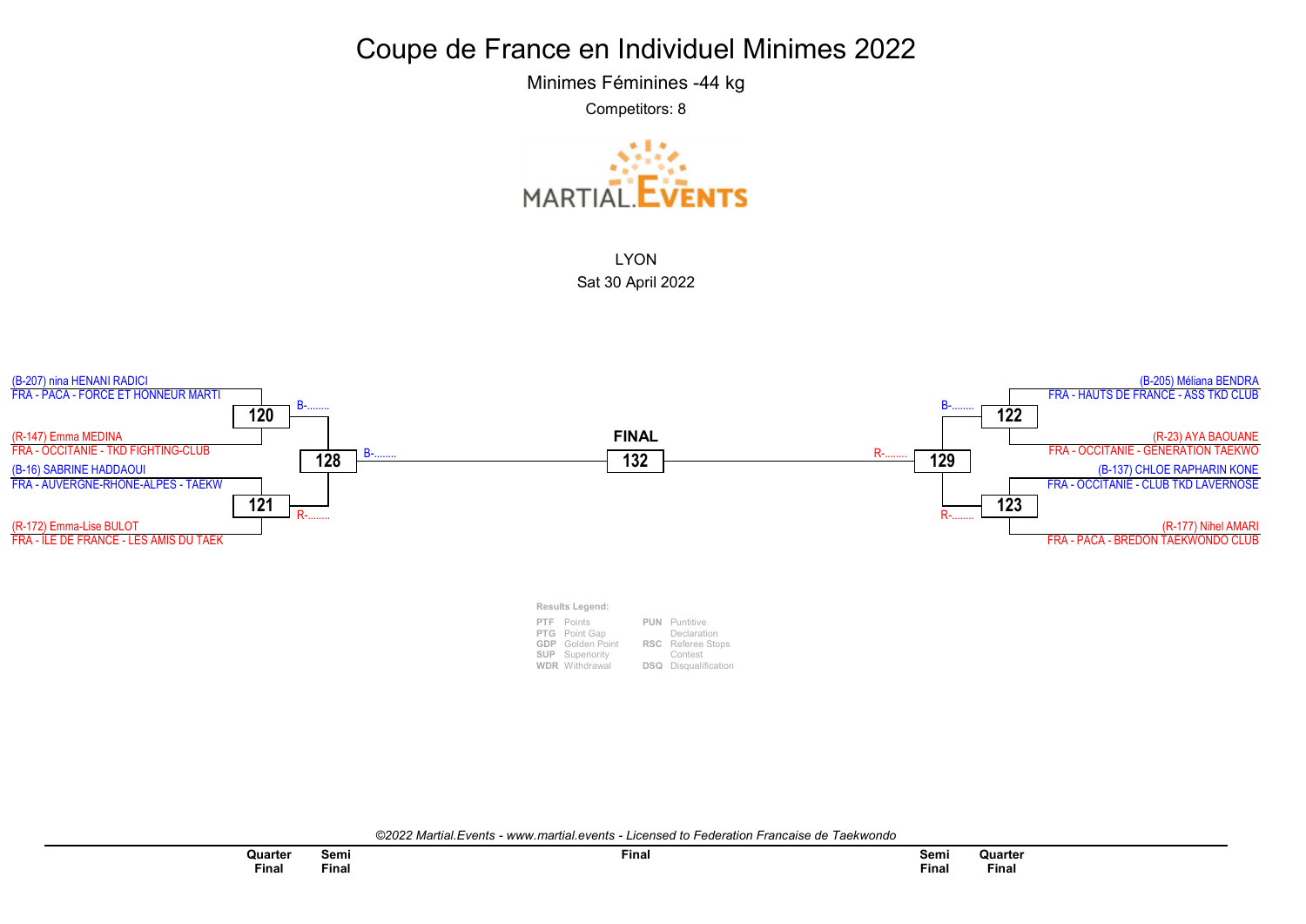# Coupe de France en Individuel Minimes 2022

Minimes Féminines -44 kg

Competitors: 8

MARTIAL.EVENTS

LYON

Sat 30 April 2022

| Quarter Final | Competitor | Club |
|---|---|---|
| 120 | (B-207) nina HENANI RADICI | FRA - PACA - FORCE ET HONNEUR MARTI |
| 120 | (R-147) Emma MEDINA | FRA - OCCITANIE - TKD FIGHTING-CLUB |
| 121 | (B-16) SABRINE HADDAOUI | FRA - AUVERGNE-RHONE-ALPES - TAEKW |
| 121 | (R-172) Emma-Lise BULOT | FRA - ILE DE FRANCE - LES AMIS DU TAEK |
| 122 | (B-205) Méliana BENDRA | FRA - HAUTS DE FRANCE - ASS TKD CLUB |
| 122 | (R-23) AYA BAOUANE | FRA - OCCITANIE - GENERATION TAEKWO |
| 123 | (B-137) CHLOE RAPHARIN KONE | FRA - OCCITANIE - CLUB TKD LAVERNOSE |
| 123 | (R-177) Nihel AMARI | FRA - PACA - BREDON TAEKWONDO CLUB |

Semi Final 128: B-........ (winner of 120) vs R-........ (winner of 121)

Semi Final 129: B-........ (winner of 122) vs R-........ (winner of 123)

**FINAL** 132: B-........ (winner of 128) vs R-........ (winner of 129)

**Results Legend:**

| | | | |
|---|---|---|---|
| PTF | Points | PUN | Puntitive Declaration |
| PTG | Point Gap | RSC | Referee Stops Contest |
| GDP | Golden Point | DSQ | Disqualification |
| SUP | Superiority | | |
| WDR | Withdrawal | | |

*©2022 Martial.Events - www.martial.events - Licensed to Federation Francaise de Taekwondo*

Quarter Final | Semi Final | Final | Semi Final | Quarter Final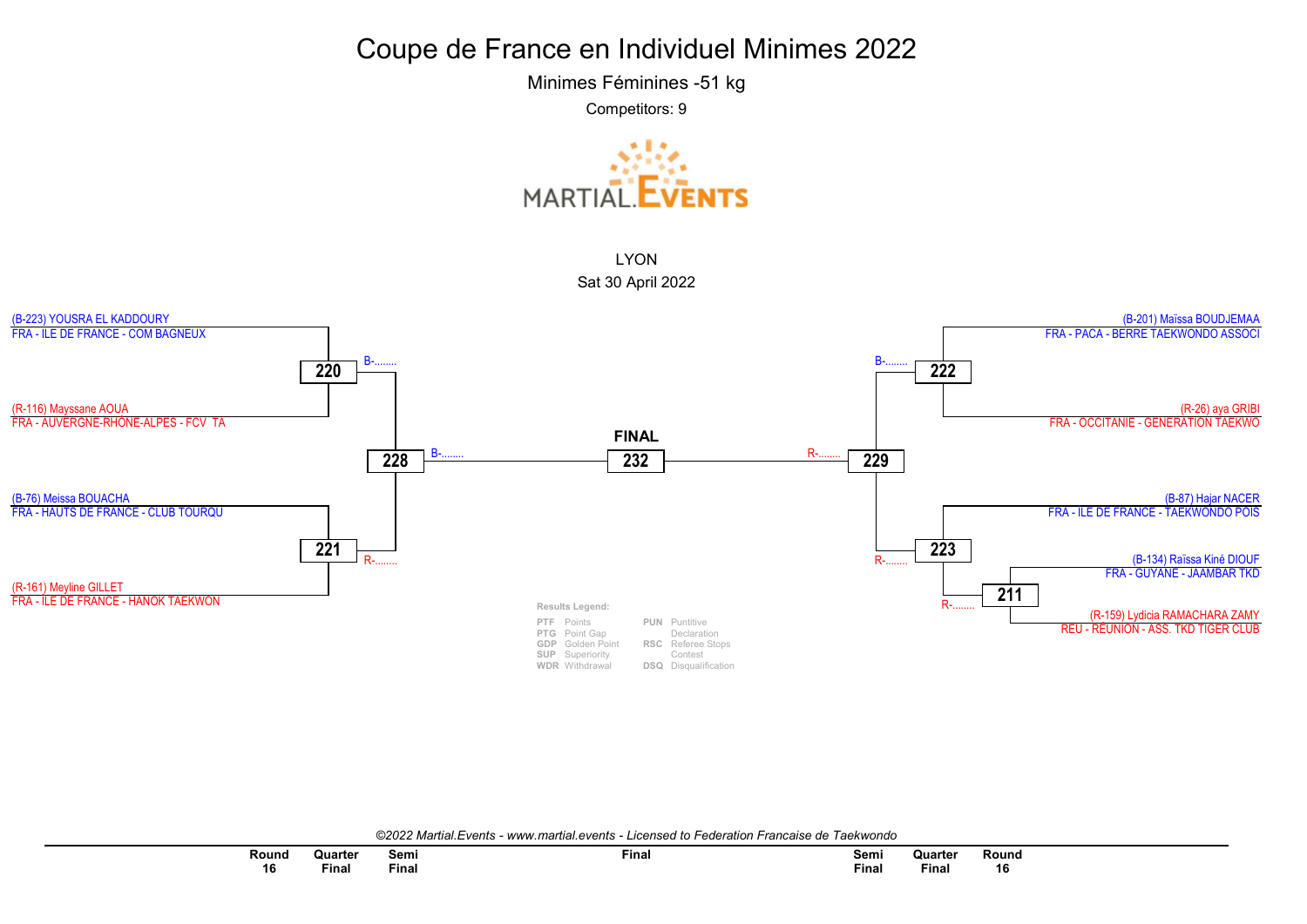# Coupe de France en Individuel Minimes 2022

Minimes Féminines -51 kg

Competitors: 9

LYON

Sat 30 April 2022

(B-223) YOUSRA EL KADDOURY
FRA - ILE DE FRANCE - COM BAGNEUX

**220** B-........

(R-116) Mayssane AOUA
FRA - AUVERGNE-RHÔNE-ALPES - FCV TA

**228** B-........

(B-76) Meissa BOUACHA
FRA - HAUTS DE FRANCE - CLUB TOURQU

**221** R-........

(R-161) Meyline GILLET
FRA - ILE DE FRANCE - HANOK TAEKWON

**FINAL**

**232**

(B-201) Maïssa BOUDJEMAA
FRA - PACA - BERRE TAEKWONDO ASSOCI

B-........ **222**

(R-26) aya GRIBI
FRA - OCCITANIE - GENERATION TAEKWO

R-........ **229**

(B-87) Hajar NACER
FRA - ILE DE FRANCE - TAEKWONDO POIS

R-........ **223**

(B-134) Raïssa Kiné DIOUF
FRA - GUYANE - JAAMBAR TKD

R-........ **211**

(R-159) Lydicia RAMACHARA ZAMY
REU - RÉUNION - ASS. TKD TIGER CLUB

**Results Legend:**

| | | | |
|---|---|---|---|
| PTF | Points | PUN | Puntitive Declaration |
| PTG | Point Gap | RSC | Referee Stops Contest |
| GDP | Golden Point | DSQ | Disqualification |
| SUP | Superiority | | |
| WDR | Withdrawal | | |

*©2022 Martial.Events - www.martial.events - Licensed to Federation Francaise de Taekwondo*

| Round 16 | Quarter Final | Semi Final | Final | Semi Final | Quarter Final | Round 16 |
|---|---|---|---|---|---|---|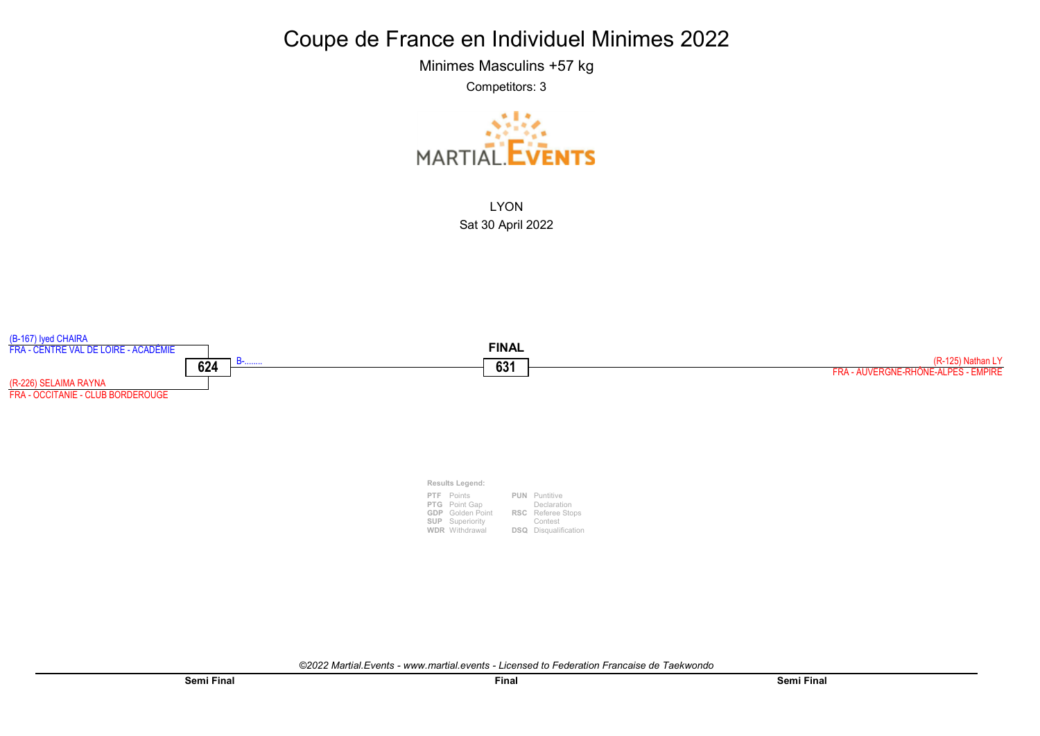# Coupe de France en Individuel Minimes 2022

Minimes Masculins +57 kg

Competitors: 3

LYON

Sat 30 April 2022

(B-167) Iyed CHAIRA
FRA - CENTRE VAL DE LOIRE - ACADÉMIE

**624** B-........

(R-226) SELAIMA RAYNA
FRA - OCCITANIE - CLUB BORDEROUGE

**FINAL**

**631**

(R-125) Nathan LY
FRA - AUVERGNE-RHÔNE-ALPES - EMPIRE

**Results Legend:**

| | | | |
|---|---|---|---|
| PTF | Points | PUN | Puntitive Declaration |
| PTG | Point Gap | | |
| GDP | Golden Point | RSC | Referee Stops Contest |
| SUP | Superiority | | |
| WDR | Withdrawal | DSQ | Disqualification |

*©2022 Martial.Events - www.martial.events - Licensed to Federation Francaise de Taekwondo*

**Semi Final** | **Final** | **Semi Final**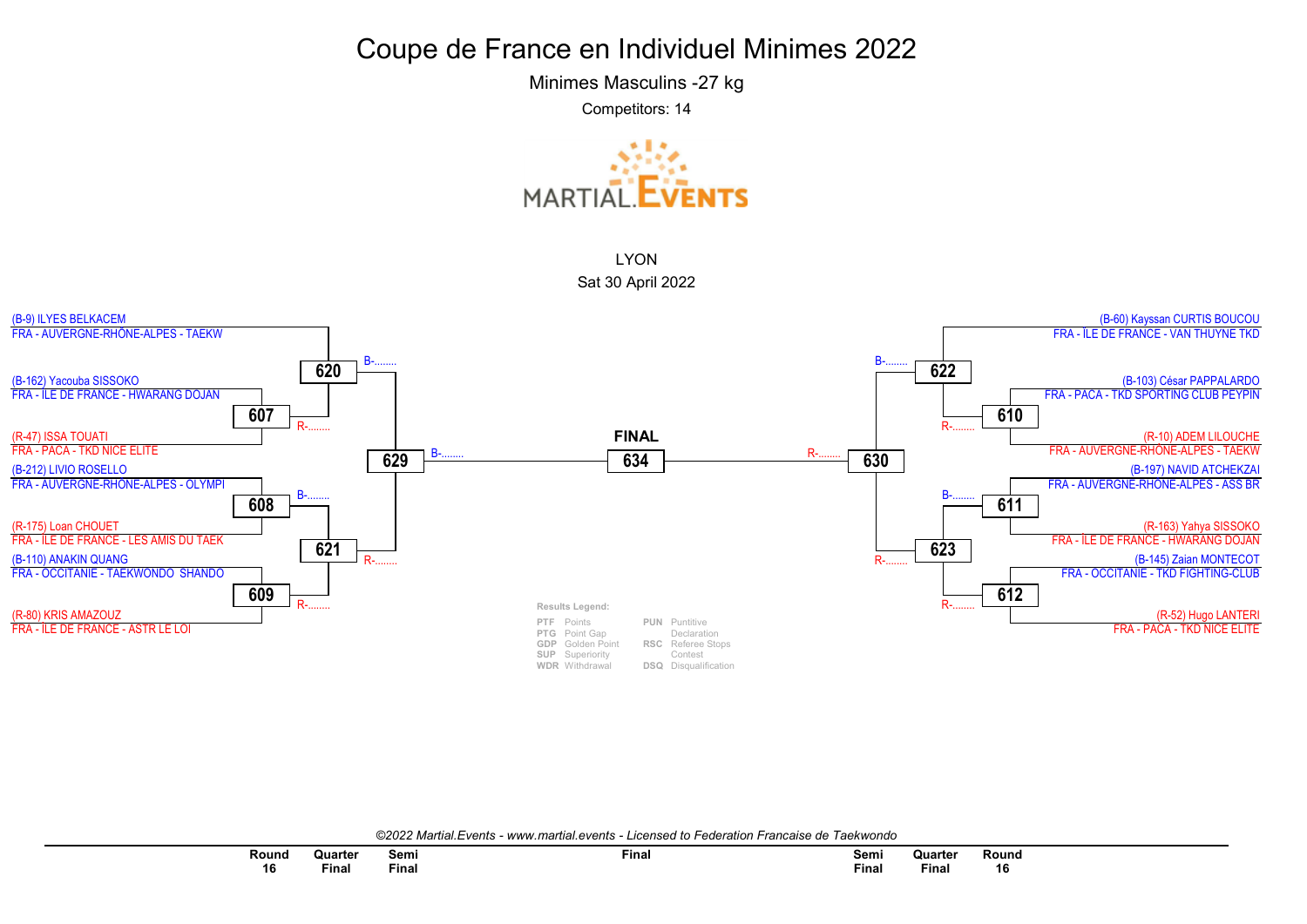# Coupe de France en Individuel Minimes 2022

Minimes Masculins -27 kg

Competitors: 14

LYON

Sat 30 April 2022

**Left side of bracket**

- (B-9) ILYES BELKACEM — FRA - AUVERGNE-RHÔNE-ALPES - TAEKW
- (B-162) Yacouba SISSOKO — FRA - ÎLE DE FRANCE - HWARANG DOJAN
- (R-47) ISSA TOUATI — FRA - PACA - TKD NICE ELITE
- (B-212) LIVIO ROSELLO — FRA - AUVERGNE-RHÔNE-ALPES - OLYMPI
- (R-175) Loan CHOUET — FRA - ÎLE DE FRANCE - LES AMIS DU TAEK
- (B-110) ANAKIN QUANG — FRA - OCCITANIE - TAEKWONDO SHANDO
- (R-80) KRIS AMAZOUZ — FRA - ÎLE DE FRANCE - ASTR LE LOI

Matches: 607 (R-........), 608 (B-........), 609 (R-........), 620 (B-........), 621 (R-........), 629 (B-........)

**FINAL**

634

**Right side of bracket**

- (B-60) Kayssan CURTIS BOUCOU — FRA - ÎLE DE FRANCE - VAN THUYNE TKD
- (B-103) César PAPPALARDO — FRA - PACA - TKD SPORTING CLUB PEYPIN
- (R-10) ADEM LILOUCHE — FRA - AUVERGNE-RHÔNE-ALPES - TAEKW
- (B-197) NAVID ATCHEKZAI — FRA - AUVERGNE-RHÔNE-ALPES - ASS BR
- (R-163) Yahya SISSOKO — FRA - ÎLE DE FRANCE - HWARANG DOJAN
- (B-145) Zaian MONTECOT — FRA - OCCITANIE - TKD FIGHTING-CLUB
- (R-52) Hugo LANTERI — FRA - PACA - TKD NICE ELITE

Matches: 610 (R-........), 611 (B-........), 612 (R-........), 622 (B-........), 623 (R-........), 630 (R-........)

**Results Legend:**

| | | | |
|---|---|---|---|
| PTF | Points | PUN | Puntitive Declaration |
| PTG | Point Gap | RSC | Referee Stops Contest |
| GDP | Golden Point | DSQ | Disqualification |
| SUP | Superiority | | |
| WDR | Withdrawal | | |

*©2022 Martial.Events - www.martial.events - Licensed to Federation Francaise de Taekwondo*

| Round 16 | Quarter Final | Semi Final | Final | Semi Final | Quarter Final | Round 16 |
|---|---|---|---|---|---|---|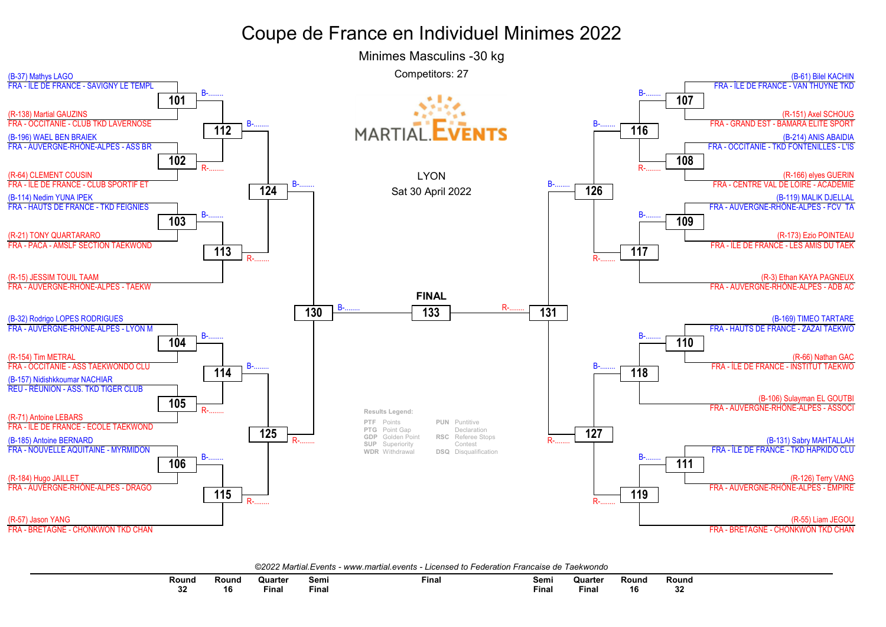# Coupe de France en Individuel Minimes 2022

## Minimes Masculins -30 kg

Competitors: 27

LYON

Sat 30 April 2022

### Left side of bracket

- (B-37) Mathys LAGO — FRA - ÎLE DE FRANCE - SAVIGNY LE TEMPL
- (R-138) Martial GAUZINS — FRA - OCCITANIE - CLUB TKD LAVERNOSE
- (B-196) WAEL BEN BRAIEK — FRA - AUVERGNE-RHÔNE-ALPES - ASS BR
- (R-64) CLEMENT COUSIN — FRA - ÎLE DE FRANCE - CLUB SPORTIF ET
- (B-114) Nedim YUNA IPEK — FRA - HAUTS DE FRANCE - TKD FEIGNIES
- (R-21) TONY QUARTARARO — FRA - PACA - AMSLF SECTION TAEKWOND
- (R-15) JESSIM TOUIL TAAM — FRA - AUVERGNE-RHÔNE-ALPES - TAEKW
- (B-32) Rodrigo LOPES RODRIGUES — FRA - AUVERGNE-RHÔNE-ALPES - LYON M
- (R-154) Tim METRAL — FRA - OCCITANIE - ASS TAEKWONDO CLU
- (B-157) Nidishkkoumar NACHIAR — REU - RÉUNION - ASS. TKD TIGER CLUB
- (R-71) Antoine LEBARS — FRA - ÎLE DE FRANCE - ECOLE TAEKWOND
- (B-185) Antoine BERNARD — FRA - NOUVELLE AQUITAINE - MYRMIDON
- (R-184) Hugo JAILLET — FRA - AUVERGNE-RHÔNE-ALPES - DRAGO
- (R-57) Jason YANG — FRA - BRETAGNE - CHONKWON TKD CHAN

Matches: 101 (Mathys LAGO vs Martial GAUZINS), 102 (WAEL BEN BRAIEK vs CLEMENT COUSIN), 103 (Nedim YUNA IPEK vs TONY QUARTARARO), 104 (Rodrigo LOPES RODRIGUES vs Tim METRAL), 105 (Nidishkkoumar NACHIAR vs Antoine LEBARS), 106 (Antoine BERNARD vs Hugo JAILLET), 112 (B-........ / R-........), 113 (B-........ vs JESSIM TOUIL TAAM), 114 (B-........ / R-........), 115 (B-........ vs Jason YANG), 124 (B-........ / R-........), 125 (B-........ / R-........), 130 (B-........ / R-........)

### Right side of bracket

- (B-61) Bilel KACHIN — FRA - ÎLE DE FRANCE - VAN THUYNE TKD
- (R-151) Axel SCHOUG — FRA - GRAND EST - BAMARA ELITE SPORT
- (B-214) ANIS ABAIDIA — FRA - OCCITANIE - TKD FONTENILLES - L'IS
- (R-166) elyes GUERIN — FRA - CENTRE VAL DE LOIRE - ACADÉMIE
- (B-119) MALIK DJELLAL — FRA - AUVERGNE-RHÔNE-ALPES - FCV TA
- (R-173) Ezio POINTEAU — FRA - ÎLE DE FRANCE - LES AMIS DU TAEK
- (R-3) Ethan KAYA PAGNEUX — FRA - AUVERGNE-RHÔNE-ALPES - ADB AC
- (B-169) TIMEO TARTARE — FRA - HAUTS DE FRANCE - ZAZAI TAEKWO
- (R-66) Nathan GAC — FRA - ÎLE DE FRANCE - INSTITUT TAEKWO
- (B-106) Sulayman EL GOUTBI — FRA - AUVERGNE-RHÔNE-ALPES - ASSOCI
- (B-131) Sabry MAHTALLAH — FRA - ÎLE DE FRANCE - TKD HAPKIDO CLU
- (R-126) Terry VANG — FRA - AUVERGNE-RHÔNE-ALPES - EMPIRE
- (R-55) Liam JEGOU — FRA - BRETAGNE - CHONKWON TKD CHAN

Matches: 107 (Bilel KACHIN vs Axel SCHOUG), 108 (ANIS ABAIDIA vs elyes GUERIN), 109 (MALIK DJELLAL vs Ezio POINTEAU), 110 (TIMEO TARTARE vs Nathan GAC), 111 (Sabry MAHTALLAH vs Terry VANG), 116 (B-........ / R-........), 117 (B-........ vs Ethan KAYA PAGNEUX), 118 (B-........ vs Sulayman EL GOUTBI), 119 (B-........ vs Liam JEGOU), 126 (B-........ / R-........), 127 (B-........ / R-........), 131 (B-........ / R-........)

### FINAL

133: B-........ vs R-........

**Results Legend:**

| | | | |
|---|---|---|---|
| PTF | Points | PUN | Puntitive Declaration |
| PTG | Point Gap | RSC | Referee Stops Contest |
| GDP | Golden Point | DSQ | Disqualification |
| SUP | Superiority | | |
| WDR | Withdrawal | | |

*©2022 Martial.Events - www.martial.events - Licensed to Federation Francaise de Taekwondo*

| Round 32 | Round 16 | Quarter Final | Semi Final | Final | Semi Final | Quarter Final | Round 16 | Round 32 |
|---|---|---|---|---|---|---|---|---|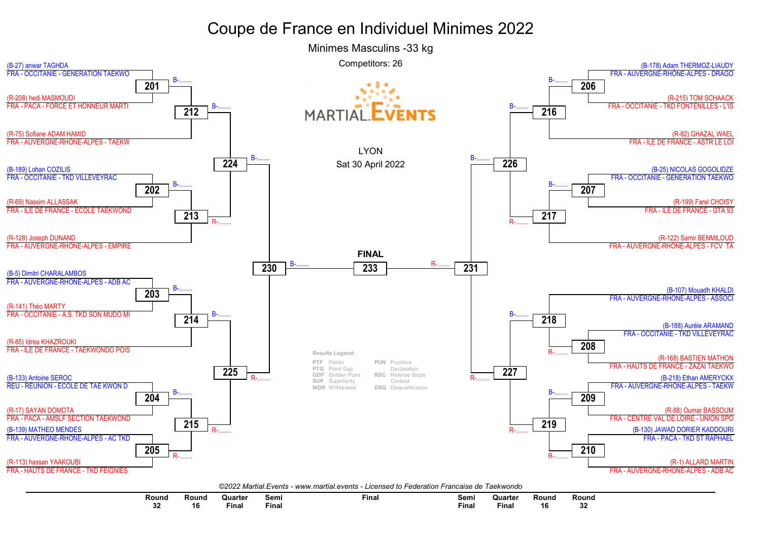# Coupe de France en Individuel Minimes 2022

## Minimes Masculins -33 kg

Competitors: 26

LYON
Sat 30 April 2022

### Left side of bracket

**Match 201** (Round 32): B-........
- (B-27) anwar TAGHDA — FRA - OCCITANIE - GENERATION TAEKWO
- (R-208) hedi MASMOUDI — FRA - PACA - FORCE ET HONNEUR MARTI

**Match 212** (Round 16): B-........
- Winner 201
- (R-75) Sofiane ADAM HAMID — FRA - AUVERGNE-RHÔNE-ALPES - TAEKW

**Match 202** (Round 32): B-........
- (B-189) Lohan COZILIS — FRA - OCCITANIE - TKD VILLEVEYRAC
- (R-69) Nassim ALLASSAK — FRA - ÎLE DE FRANCE - ECOLE TAEKWOND

**Match 213** (Round 16): R-........
- Winner 202
- (R-128) Joseph DUNAND — FRA - AUVERGNE-RHÔNE-ALPES - EMPIRE

**Match 224** (Quarter Final): B-........

**Match 203** (Round 32): B-........
- (B-5) Dimitri CHARALAMBOS — FRA - AUVERGNE-RHÔNE-ALPES - ADB AC
- (R-141) Théo MARTY — FRA - OCCITANIE - A.S. TKD SON MUDO MI

**Match 214** (Round 16): B-........
- Winner 203
- (R-85) Idriss KHAZROUKI — FRA - ÎLE DE FRANCE - TAEKWONDO POIS

**Match 204** (Round 32): B-........
- (B-133) Antoine SEROC — REU - RÉUNION - ECOLE DE TAE KWON D
- (R-17) SAYAN DOMOTA — FRA - PACA - AMSLF SECTION TAEKWOND

**Match 205** (Round 32): R-........
- (B-139) MATHEO MENDES — FRA - AUVERGNE-RHÔNE-ALPES - AC TKD
- (R-113) hassan YAAKOUBI — FRA - HAUTS DE FRANCE - TKD FEIGNIES

**Match 215** (Round 16): R-........

**Match 225** (Quarter Final): R-........

**Match 230** (Semi Final): B-........

### Final

**FINAL — Match 233**

### Right side of bracket

**Match 206** (Round 32): B-........
- (B-178) Adam THERMOZ-LIAUDY — FRA - AUVERGNE-RHÔNE-ALPES - DRAGO
- (R-215) TOM SCHAACK — FRA - OCCITANIE - TKD FONTENILLES - L'IS

**Match 216** (Round 16): B-........
- Winner 206
- (R-82) GHAZAL WAEL — FRA - ÎLE DE FRANCE - ASTR LE LOI

**Match 207** (Round 32): B-........
- (B-25) NICOLAS GOGOLIDZE — FRA - OCCITANIE - GENERATION TAEKWO
- (R-199) Farel CHOISY — FRA - ÎLE DE FRANCE - GTA 93

**Match 217** (Round 16): R-........
- Winner 207
- (R-122) Samir BENMILOUD — FRA - AUVERGNE-RHÔNE-ALPES - FCV TA

**Match 226** (Quarter Final): B-........

**Match 218** (Round 16): B-........
- (B-107) Mouadh KHALDI — FRA - AUVERGNE-RHÔNE-ALPES - ASSOCI
- Winner 208

**Match 208** (Round 32): R-........
- (B-188) Aurèle ARAMAND — FRA - OCCITANIE - TKD VILLEVEYRAC
- (R-168) BASTIEN MATHON — FRA - HAUTS DE FRANCE - ZAZAI TAEKWO

**Match 209** (Round 32): B-........
- (B-218) Ethan AMERYCKX — FRA - AUVERGNE-RHÔNE-ALPES - TAEKW
- (R-88) Oumar BASSOUM — FRA - CENTRE VAL DE LOIRE - UNION SPO

**Match 210** (Round 32): R-........
- (B-130) JAWAD DORIER KADDOURI — FRA - PACA - TKD ST RAPHAEL
- (R-1) ALLARD MARTIN — FRA - AUVERGNE-RHÔNE-ALPES - ADB AC

**Match 219** (Round 16): R-........

**Match 227** (Quarter Final): R-........

**Match 231** (Semi Final): R-........

### Results Legend:

| Code | Meaning | Code | Meaning |
|---|---|---|---|
| PTF | Points | PUN | Puntitive Declaration |
| PTG | Point Gap | RSC | Referee Stops Contest |
| GDP | Golden Point | DSQ | Disqualification |
| SUP | Superiority | | |
| WDR | Withdrawal | | |

*©2022 Martial.Events - www.martial.events - Licensed to Federation Francaise de Taekwondo*

Round 32 | Round 16 | Quarter Final | Semi Final | Final | Semi Final | Quarter Final | Round 16 | Round 32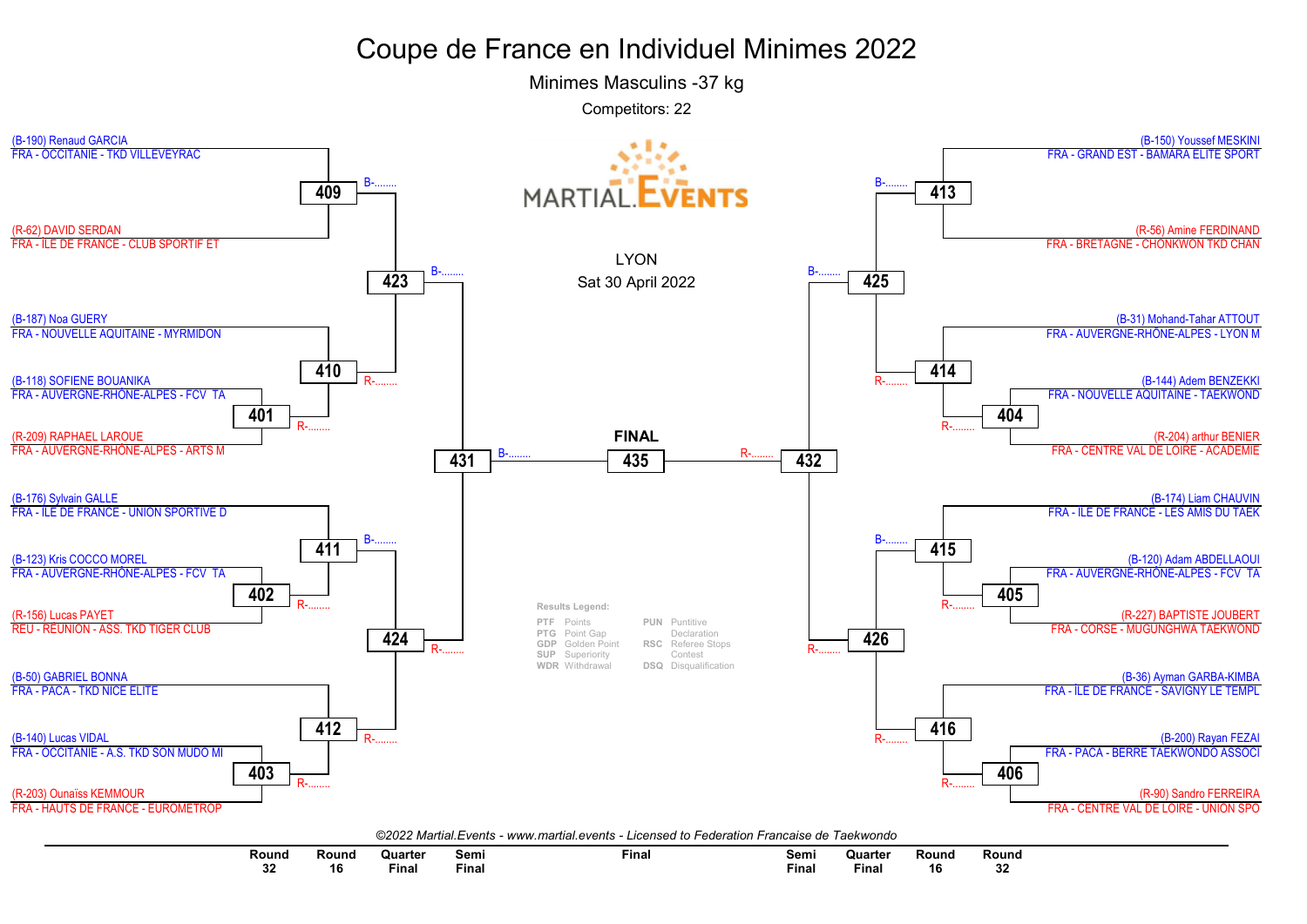# Coupe de France en Individuel Minimes 2022

## Minimes Masculins -37 kg

Competitors: 22

LYON
Sat 30 April 2022

### Left side of bracket

**Match 409**
- (B-190) Renaud GARCIA — FRA - OCCITANIE - TKD VILLEVEYRAC
- (R-62) DAVID SERDAN — FRA - ÎLE DE FRANCE - CLUB SPORTIF ET
- Winner: B-........

**Match 401**
- (B-118) SOFIENE BOUANIKA — FRA - AUVERGNE-RHÔNE-ALPES - FCV TA
- (R-209) RAPHAEL LAROUE — FRA - AUVERGNE-RHÔNE-ALPES - ARTS M
- Winner: R-........

**Match 410**
- (B-187) Noa GUERY — FRA - NOUVELLE AQUITAINE - MYRMIDON
- Winner of 401
- Winner: R-........

**Match 423**
- Winner of 409 vs Winner of 410
- Winner: B-........

**Match 402**
- (B-123) Kris COCCO MOREL — FRA - AUVERGNE-RHÔNE-ALPES - FCV TA
- (R-156) Lucas PAYET — REU - RÉUNION - ASS. TKD TIGER CLUB
- Winner: R-........

**Match 411**
- (B-176) Sylvain GALLE — FRA - ÎLE DE FRANCE - UNION SPORTIVE D
- Winner of 402
- Winner: B-........

**Match 403**
- (B-140) Lucas VIDAL — FRA - OCCITANIE - A.S. TKD SON MUDO MI
- (R-203) Ounaïss KEMMOUR — FRA - HAUTS DE FRANCE - EUROMETROP
- Winner: R-........

**Match 412**
- (B-50) GABRIEL BONNA — FRA - PACA - TKD NICE ELITE
- Winner of 403
- Winner: R-........

**Match 424**
- Winner of 411 vs Winner of 412
- Winner: R-........

**Match 431**
- Winner of 423 vs Winner of 424
- Winner: B-........

### FINAL

**Match 435**
- B-........ (Winner of 431)
- R-........ (Winner of 432)

### Right side of bracket

**Match 413**
- (B-150) Youssef MESKINI — FRA - GRAND EST - BAMARA ELITE SPORT
- (R-56) Amine FERDINAND — FRA - BRETAGNE - CHONKWON TKD CHAN
- Winner: B-........

**Match 404**
- (B-144) Adem BENZEKKI — FRA - NOUVELLE AQUITAINE - TAEKWOND
- (R-204) arthur BENIER — FRA - CENTRE VAL DE LOIRE - ACADEMIE
- Winner: R-........

**Match 414**
- (B-31) Mohand-Tahar ATTOUT — FRA - AUVERGNE-RHÔNE-ALPES - LYON M
- Winner of 404
- Winner: R-........

**Match 425**
- Winner of 413 vs Winner of 414
- Winner: B-........

**Match 405**
- (B-120) Adam ABDELLAOUI — FRA - AUVERGNE-RHÔNE-ALPES - FCV TA
- (R-227) BAPTISTE JOUBERT — FRA - CORSE - MUGUNGHWA TAEKWOND
- Winner: R-........

**Match 415**
- (B-174) Liam CHAUVIN — FRA - ÎLE DE FRANCE - LES AMIS DU TAEK
- Winner of 405
- Winner: B-........

**Match 406**
- (B-200) Rayan FEZAI — FRA - PACA - BERRE TAEKWONDO ASSOCI
- (R-90) Sandro FERREIRA — FRA - CENTRE VAL DE LOIRE - UNION SPO
- Winner: R-........

**Match 416**
- (B-36) Ayman GARBA-KIMBA — FRA - ÎLE DE FRANCE - SAVIGNY LE TEMPL
- Winner of 406
- Winner: R-........

**Match 426**
- Winner of 415 vs Winner of 416
- Winner: R-........

**Match 432**
- Winner of 425 vs Winner of 426
- Winner: R-........

### Results Legend:

| Code | Meaning | Code | Meaning |
|---|---|---|---|
| PTF | Points | PUN | Puntitive Declaration |
| PTG | Point Gap | RSC | Referee Stops Contest |
| GDP | Golden Point | DSQ | Disqualification |
| SUP | Superiority | | |
| WDR | Withdrawal | | |

Rounds: Round 32 – Round 16 – Quarter Final – Semi Final – Final – Semi Final – Quarter Final – Round 16 – Round 32

*©2022 Martial.Events - www.martial.events - Licensed to Federation Francaise de Taekwondo*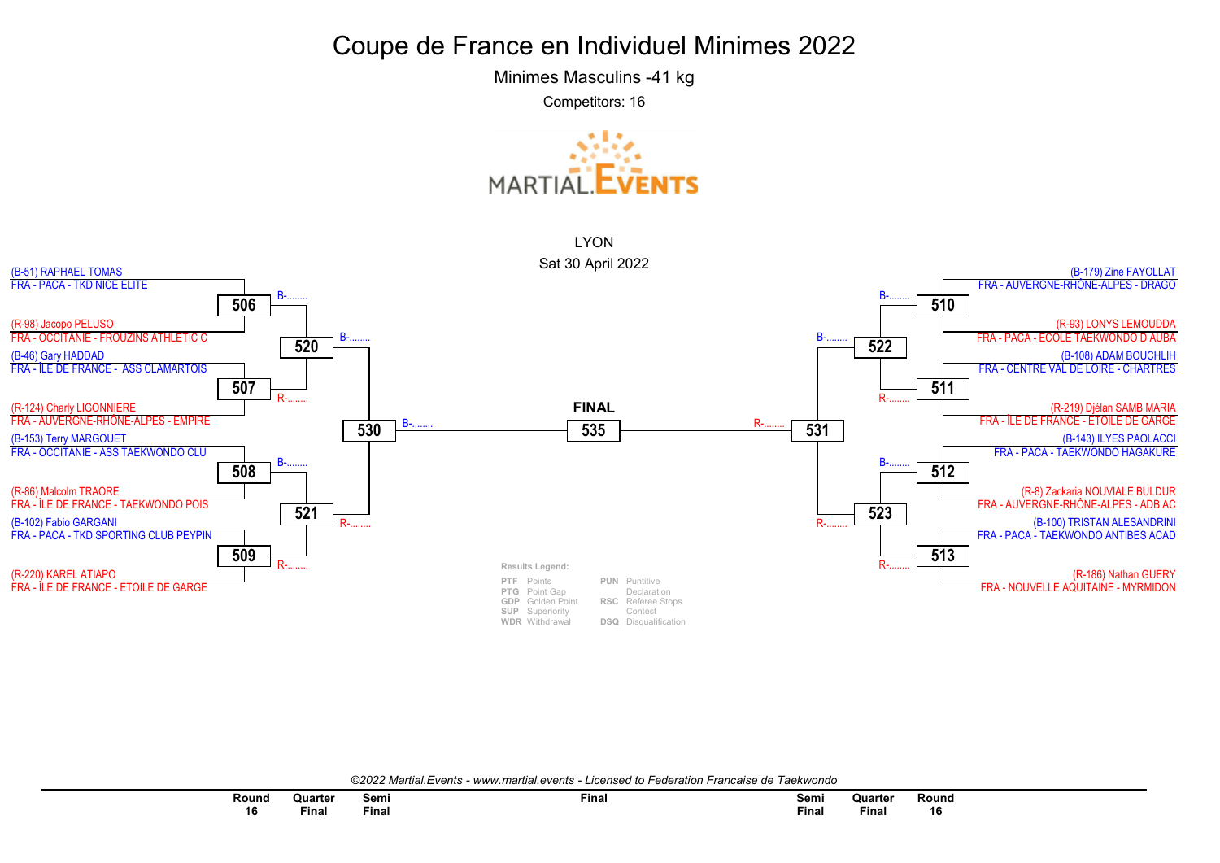# Coupe de France en Individuel Minimes 2022

Minimes Masculins -41 kg

Competitors: 16

LYON

Sat 30 April 2022

## Left side

| Round 16 | Competitor | Club |
|---|---|---|
| 506 | (B-51) RAPHAEL TOMAS | FRA - PACA - TKD NICE ELITE |
| 506 | (R-98) Jacopo PELUSO | FRA - OCCITANIE - FROUZINS ATHLETIC C |
| 507 | (B-46) Gary HADDAD | FRA - ÎLE DE FRANCE - ASS CLAMARTOIS |
| 507 | (R-124) Charly LIGONNIERE | FRA - AUVERGNE-RHÔNE-ALPES - EMPIRE |
| 508 | (B-153) Terry MARGOUET | FRA - OCCITANIE - ASS TAEKWONDO CLU |
| 508 | (R-86) Malcolm TRAORE | FRA - ÎLE DE FRANCE - TAEKWONDO POIS |
| 509 | (B-102) Fabio GARGANI | FRA - PACA - TKD SPORTING CLUB PEYPIN |
| 509 | (R-220) KAREL ATIAPO | FRA - ÎLE DE FRANCE - ETOILE DE GARGE |

- 506 → B-........ → 520
- 507 → R-........ → 520
- 508 → B-........ → 521
- 509 → R-........ → 521
- 520 → B-........ → 530
- 521 → R-........ → 530
- 530 → B-........ → 535

## Right side

| Round 16 | Competitor | Club |
|---|---|---|
| 510 | (B-179) Zine FAYOLLAT | FRA - AUVERGNE-RHÔNE-ALPES - DRAGO |
| 510 | (R-93) LONYS LEMOUDDA | FRA - PACA - ECOLE TAEKWONDO D AUBA |
| 511 | (B-108) ADAM BOUCHLIH | FRA - CENTRE VAL DE LOIRE - CHARTRES |
| 511 | (R-219) Djélan SAMB MARIA | FRA - ÎLE DE FRANCE - ETOILE DE GARGE |
| 512 | (B-143) ILYES PAOLACCI | FRA - PACA - TAEKWONDO HAGAKURE |
| 512 | (R-8) Zackaria NOUVIALE BULDUR | FRA - AUVERGNE-RHÔNE-ALPES - ADB AC |
| 513 | (B-100) TRISTAN ALESANDRINI | FRA - PACA - TAEKWONDO ANTIBES ACAD |
| 513 | (R-186) Nathan GUERY | FRA - NOUVELLE AQUITAINE - MYRMIDON |

- 510 → B-........ → 522
- 511 → R-........ → 522
- 512 → B-........ → 523
- 513 → R-........ → 523
- 522 → B-........ → 531
- 523 → R-........ → 531
- 531 → R-........ → 535

**FINAL**: 535

**Results Legend:**

| | | | |
|---|---|---|---|
| PTF | Points | PUN | Puntitive Declaration |
| PTG | Point Gap | RSC | Referee Stops Contest |
| GDP | Golden Point | DSQ | Disqualification |
| SUP | Superiority | | |
| WDR | Withdrawal | | |

*©2022 Martial.Events - www.martial.events - Licensed to Federation Francaise de Taekwondo*

| Round 16 | Quarter Final | Semi Final | Final | Semi Final | Quarter Final | Round 16 |
|---|---|---|---|---|---|---|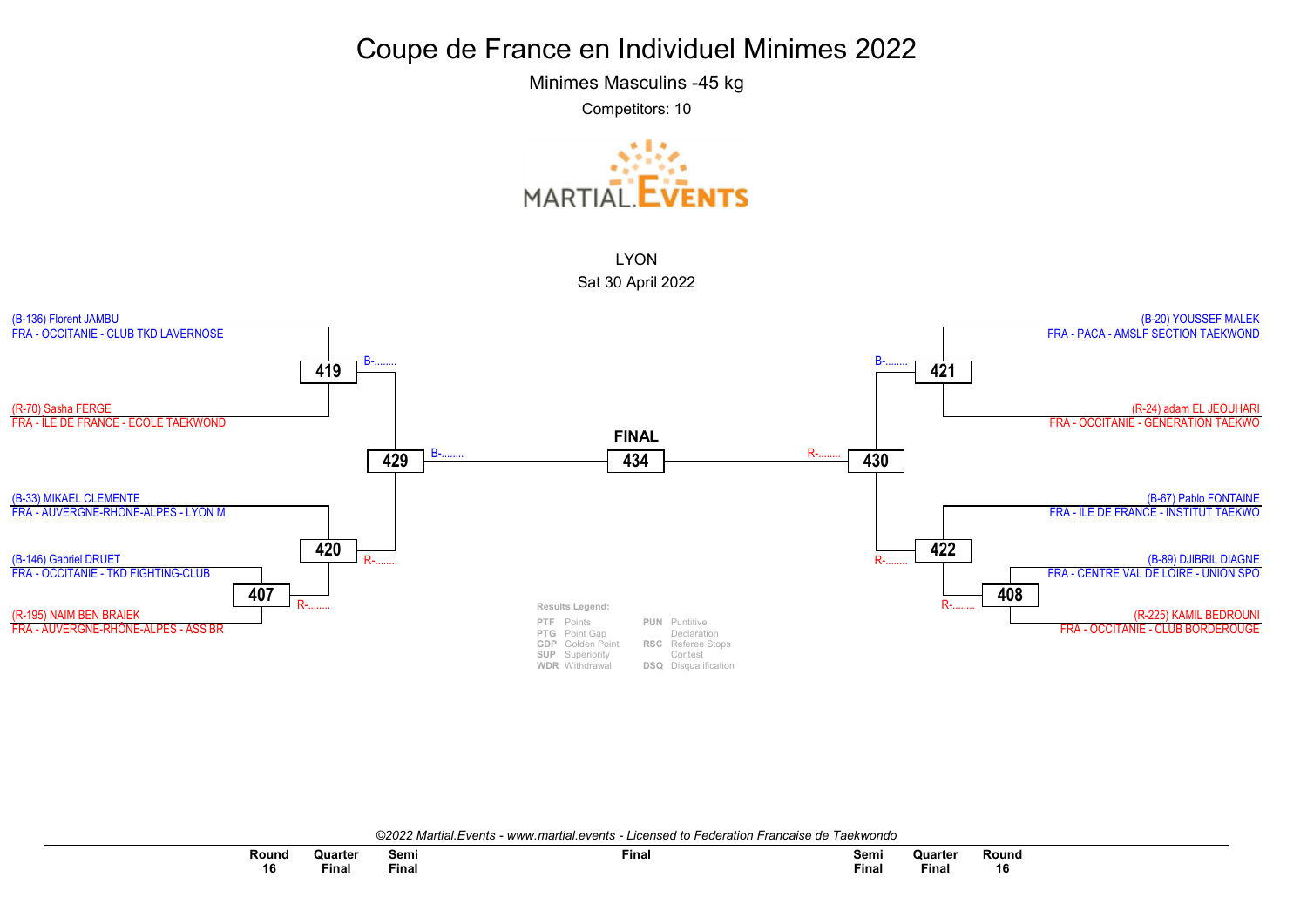# Coupe de France en Individuel Minimes 2022

Minimes Masculins -45 kg

Competitors: 10

LYON

Sat 30 April 2022

## Left side

**419**
- (B-136) Florent JAMBU — FRA - OCCITANIE - CLUB TKD LAVERNOSE
- (R-70) Sasha FERGE — FRA - ILE DE FRANCE - ECOLE TAEKWOND

Winner: B-........

**407**
- (B-146) Gabriel DRUET — FRA - OCCITANIE - TKD FIGHTING-CLUB
- (R-195) NAIM BEN BRAIEK — FRA - AUVERGNE-RHONE-ALPES - ASS BR

Winner: R-........

**420**
- (B-33) MIKAEL CLEMENTE — FRA - AUVERGNE-RHONE-ALPES - LYON M
- Winner of 407

Winner: R-........

**429**
- Winner of 419
- Winner of 420

Winner: B-........

## FINAL

**434**
- B-........
- R-........

## Right side

**421**
- (B-20) YOUSSEF MALEK — FRA - PACA - AMSLF SECTION TAEKWOND
- (R-24) adam EL JEOUHARI — FRA - OCCITANIE - GENERATION TAEKWO

Winner: B-........

**408**
- (B-89) DJIBRIL DIAGNE — FRA - CENTRE VAL DE LOIRE - UNION SPO
- (R-225) KAMIL BEDROUNI — FRA - OCCITANIE - CLUB BORDEROUGE

Winner: R-........

**422**
- (B-67) Pablo FONTAINE — FRA - ILE DE FRANCE - INSTITUT TAEKWO
- Winner of 408

Winner: R-........

**430**
- Winner of 421
- Winner of 422

Winner: R-........

**Results Legend:**

| | | | |
|---|---|---|---|
| PTF | Points | PUN | Puntitive Declaration |
| PTG | Point Gap | RSC | Referee Stops Contest |
| GDP | Golden Point | DSQ | Disqualification |
| SUP | Superiority | | |
| WDR | Withdrawal | | |

*©2022 Martial.Events - www.martial.events - Licensed to Federation Francaise de Taekwondo*

Round 16 | Quarter Final | Semi Final | Final | Semi Final | Quarter Final | Round 16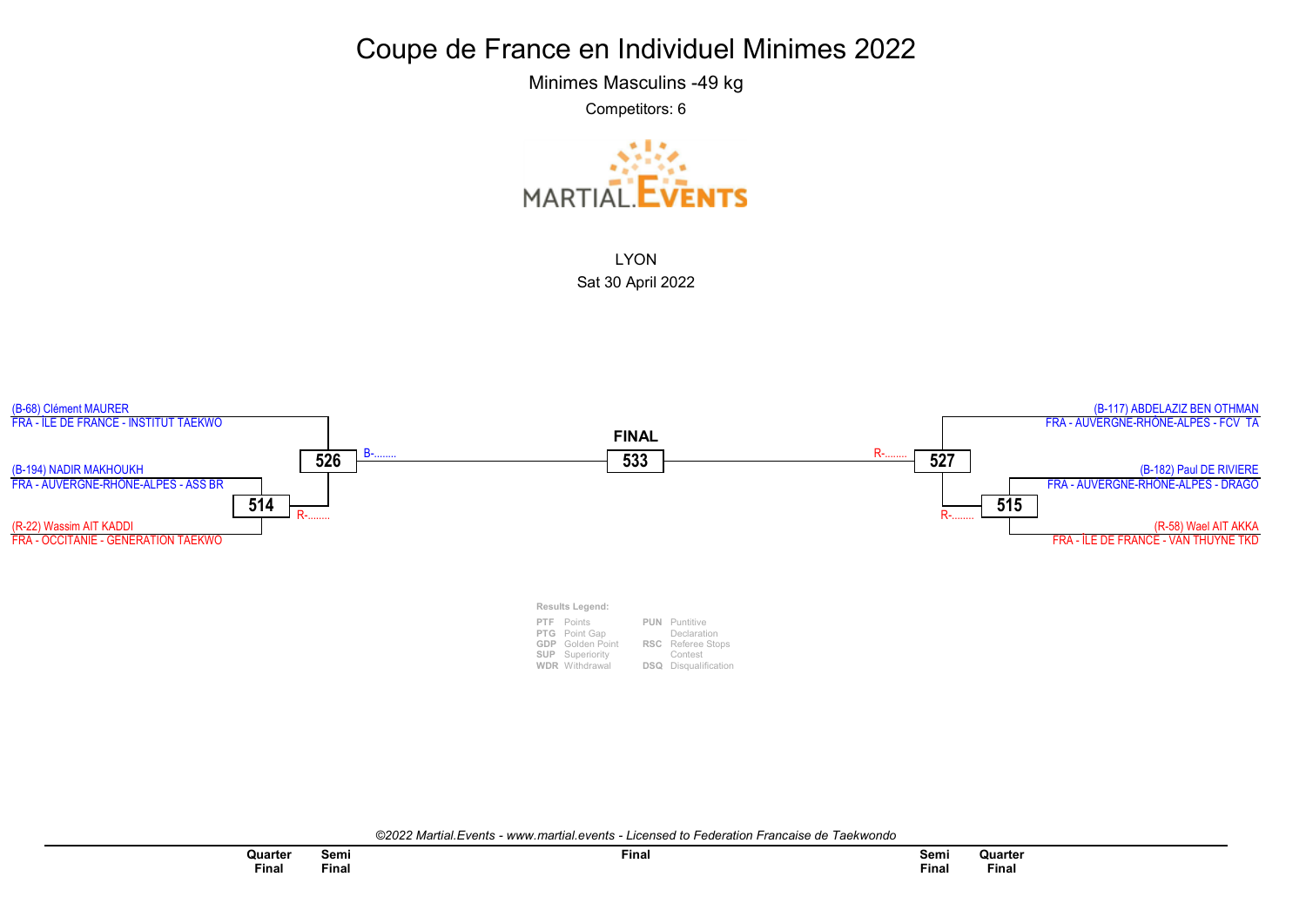# Coupe de France en Individuel Minimes 2022

Minimes Masculins -49 kg

Competitors: 6

MARTIAL.EVENTS

LYON

Sat 30 April 2022

(B-68) Clément MAURER
FRA - ÎLE DE FRANCE - INSTITUT TAEKWO

(B-194) NADIR MAKHOUKH
FRA - AUVERGNE-RHONE-ALPES - ASS BR

514

R-........

(R-22) Wassim AIT KADDI
FRA - OCCITANIE - GENERATION TAEKWO

526

B-........

**FINAL**

533

R-........

527

(B-117) ABDELAZIZ BEN OTHMAN
FRA - AUVERGNE-RHÔNE-ALPES - FCV TA

(B-182) Paul DE RIVIERE
FRA - AUVERGNE-RHONE-ALPES - DRAGO

515

R-........

(R-58) Wael AIT AKKA
FRA - ÎLE DE FRANCE - VAN THUYNE TKD

Results Legend:

| | | | |
|---|---|---|---|
| PTF | Points | PUN | Puntitive Declaration |
| PTG | Point Gap | | |
| GDP | Golden Point | RSC | Referee Stops Contest |
| SUP | Superiority | | |
| WDR | Withdrawal | DSQ | Disqualification |

*©2022 Martial.Events - www.martial.events - Licensed to Federation Francaise de Taekwondo*

| Quarter Final | Semi Final | Final | Semi Final | Quarter Final |
|---|---|---|---|---|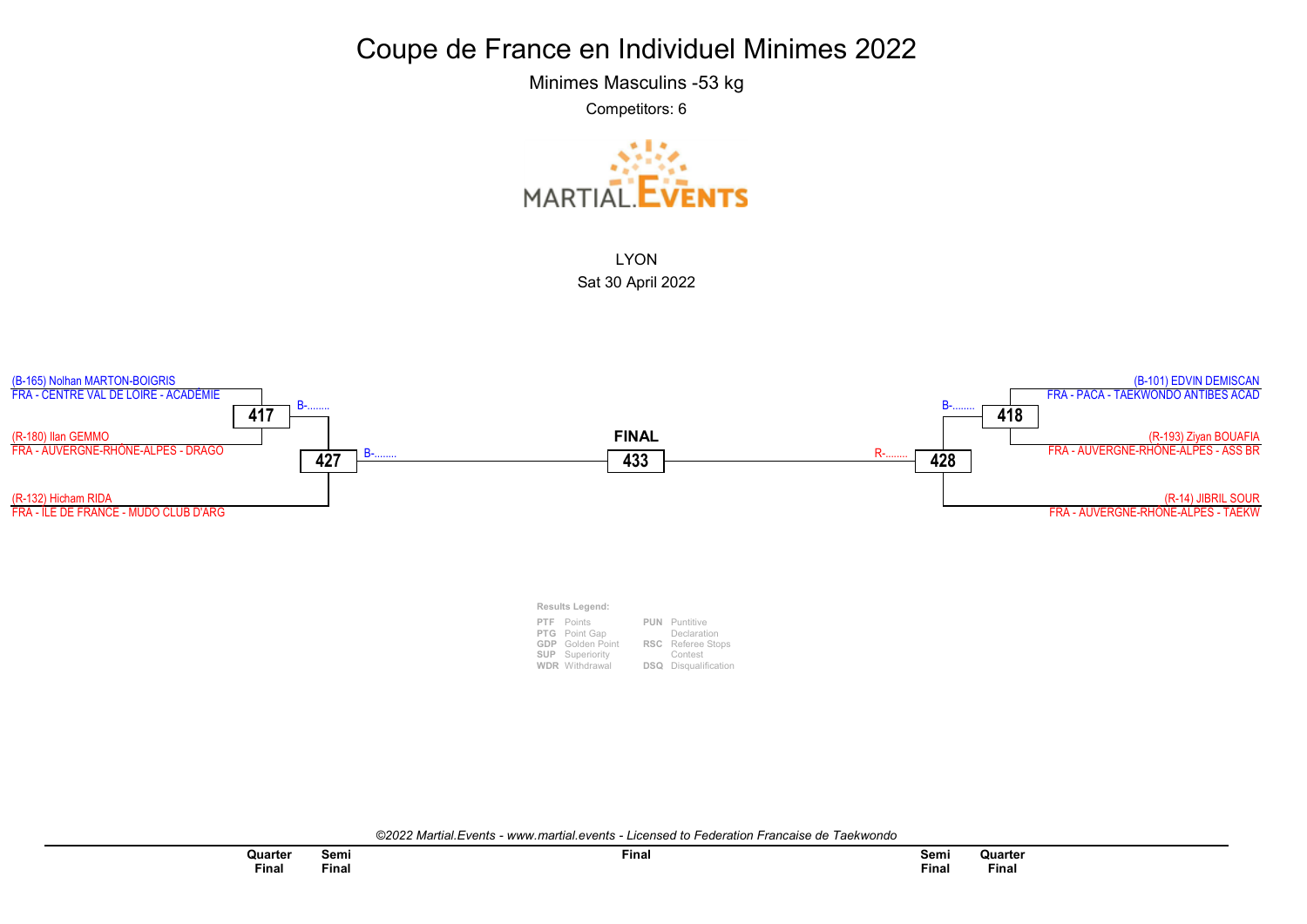# Coupe de France en Individuel Minimes 2022

## Minimes Masculins -53 kg

Competitors: 6

LYON

Sat 30 April 2022

(B-165) Nolhan MARTON-BOIGRIS
FRA - CENTRE VAL DE LOIRE - ACADÉMIE

417 B-........

(R-180) Ilan GEMMO
FRA - AUVERGNE-RHÔNE-ALPES - DRAGO

427 B-........

(R-132) Hicham RIDA
FRA - ILE DE FRANCE - MUDO CLUB D'ARG

FINAL

433

(B-101) EDVIN DEMISCAN
FRA - PACA - TAEKWONDO ANTIBES ACAD

418 B-........

(R-193) Ziyan BOUAFIA
FRA - AUVERGNE-RHÔNE-ALPES - ASS BR

428 R-........

(R-14) JIBRIL SOUR
FRA - AUVERGNE-RHÔNE-ALPES - TAEKW

Results Legend:

| | | | |
|---|---|---|---|
| PTF | Points | PUN | Puntitive Declaration |
| PTG | Point Gap | RSC | Referee Stops Contest |
| GDP | Golden Point | DSQ | Disqualification |
| SUP | Superiority | | |
| WDR | Withdrawal | | |

*©2022 Martial.Events - www.martial.events - Licensed to Federation Francaise de Taekwondo*

Quarter Final | Semi Final | Final | Semi Final | Quarter Final